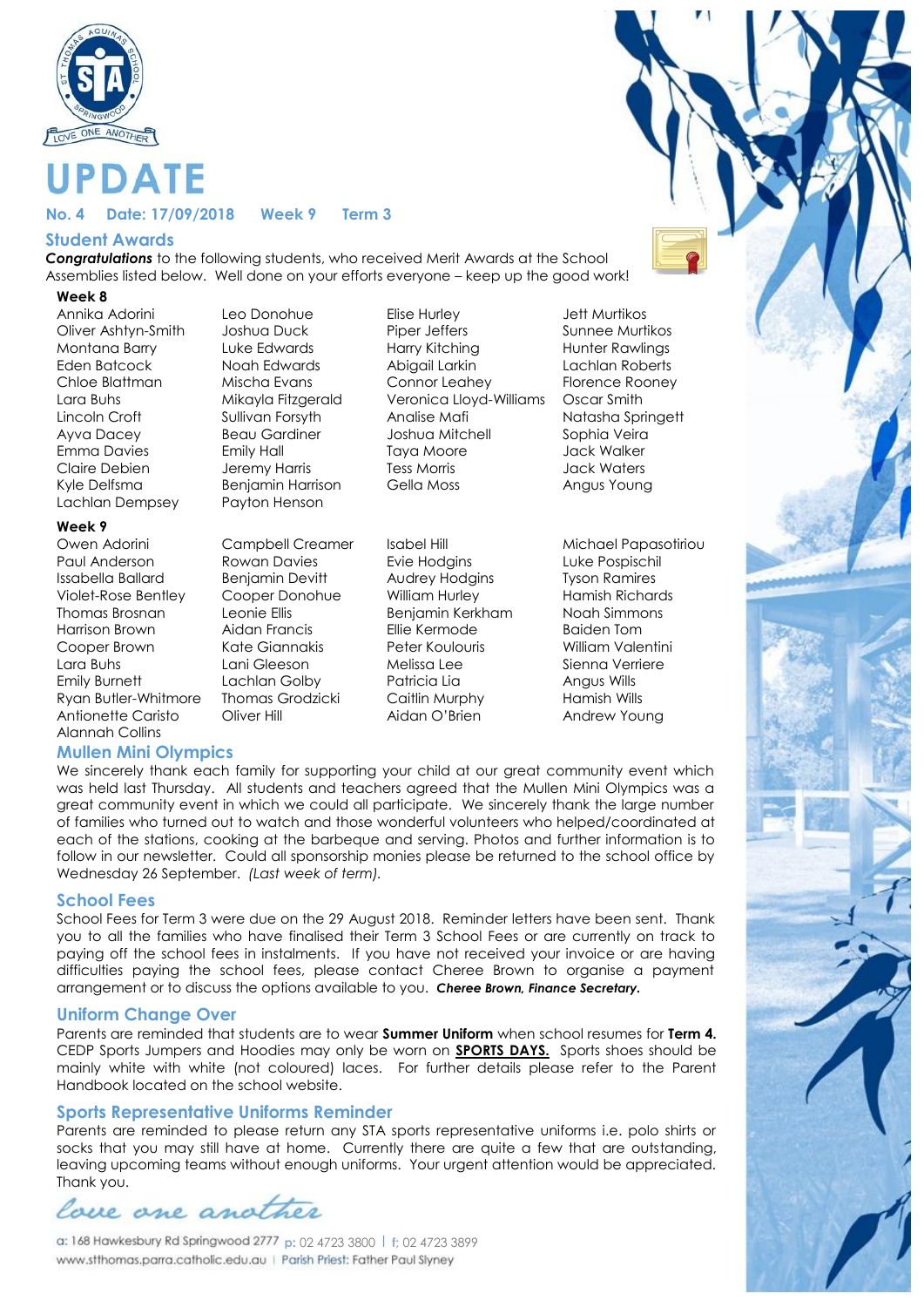# UPDATE

**No. 4 Date: 17/09/2018 Week 9 Term 3**

## Student Awards

***Congratulations*** to the following students, who received Merit Awards at the School Assemblies listed below. Well done on your efforts everyone – keep up the good work!

### Week 8

Annika Adorini
Oliver Ashtyn-Smith
Montana Barry
Eden Batcock
Chloe Blattman
Lara Buhs
Lincoln Croft
Ayva Dacey
Emma Davies
Claire Debien
Kyle Delfsma
Lachlan Dempsey
Leo Donohue
Joshua Duck
Luke Edwards
Noah Edwards
Mischa Evans
Mikayla Fitzgerald
Sullivan Forsyth
Beau Gardiner
Emily Hall
Jeremy Harris
Benjamin Harrison
Payton Henson
Elise Hurley
Piper Jeffers
Harry Kitching
Abigail Larkin
Connor Leahey
Veronica Lloyd-Williams
Analise Mafi
Joshua Mitchell
Taya Moore
Tess Morris
Gella Moss
Jett Murtikos
Sunnee Murtikos
Hunter Rawlings
Lachlan Roberts
Florence Rooney
Oscar Smith
Natasha Springett
Sophia Veira
Jack Walker
Jack Waters
Angus Young

### Week 9

Owen Adorini
Paul Anderson
Issabella Ballard
Violet-Rose Bentley
Thomas Brosnan
Harrison Brown
Cooper Brown
Lara Buhs
Emily Burnett
Ryan Butler-Whitmore
Antionette Caristo
Alannah Collins
Campbell Creamer
Rowan Davies
Benjamin Devitt
Cooper Donohue
Leonie Ellis
Aidan Francis
Kate Giannakis
Lani Gleeson
Lachlan Golby
Thomas Grodzicki
Oliver Hill
Isabel Hill
Evie Hodgins
Audrey Hodgins
William Hurley
Benjamin Kerkham
Ellie Kermode
Peter Koulouris
Melissa Lee
Patricia Lia
Caitlin Murphy
Aidan O'Brien
Michael Papasotiriou
Luke Pospischil
Tyson Ramires
Hamish Richards
Noah Simmons
Baiden Tom
William Valentini
Sienna Verriere
Angus Wills
Hamish Wills
Andrew Young

## Mullen Mini Olympics

We sincerely thank each family for supporting your child at our great community event which was held last Thursday. All students and teachers agreed that the Mullen Mini Olympics was a great community event in which we could all participate. We sincerely thank the large number of families who turned out to watch and those wonderful volunteers who helped/coordinated at each of the stations, cooking at the barbeque and serving. Photos and further information is to follow in our newsletter. Could all sponsorship monies please be returned to the school office by Wednesday 26 September. *(Last week of term).*

## School Fees

School Fees for Term 3 were due on the 29 August 2018. Reminder letters have been sent. Thank you to all the families who have finalised their Term 3 School Fees or are currently on track to paying off the school fees in instalments. If you have not received your invoice or are having difficulties paying the school fees, please contact Cheree Brown to organise a payment arrangement or to discuss the options available to you. ***Cheree Brown, Finance Secretary.***

## Uniform Change Over

Parents are reminded that students are to wear **Summer Uniform** when school resumes for **Term 4.** CEDP Sports Jumpers and Hoodies may only be worn on **SPORTS DAYS.** Sports shoes should be mainly white with white (not coloured) laces. For further details please refer to the Parent Handbook located on the school website.

## Sports Representative Uniforms Reminder

Parents are reminded to please return any STA sports representative uniforms i.e. polo shirts or socks that you may still have at home. Currently there are quite a few that are outstanding, leaving upcoming teams without enough uniforms. Your urgent attention would be appreciated. Thank you.

*love one another*

a: 168 Hawkesbury Rd Springwood 2777 p: 02 4723 3800 | f: 02 4723 3899
www.stthomas.parra.catholic.edu.au | Parish Priest: Father Paul Slyney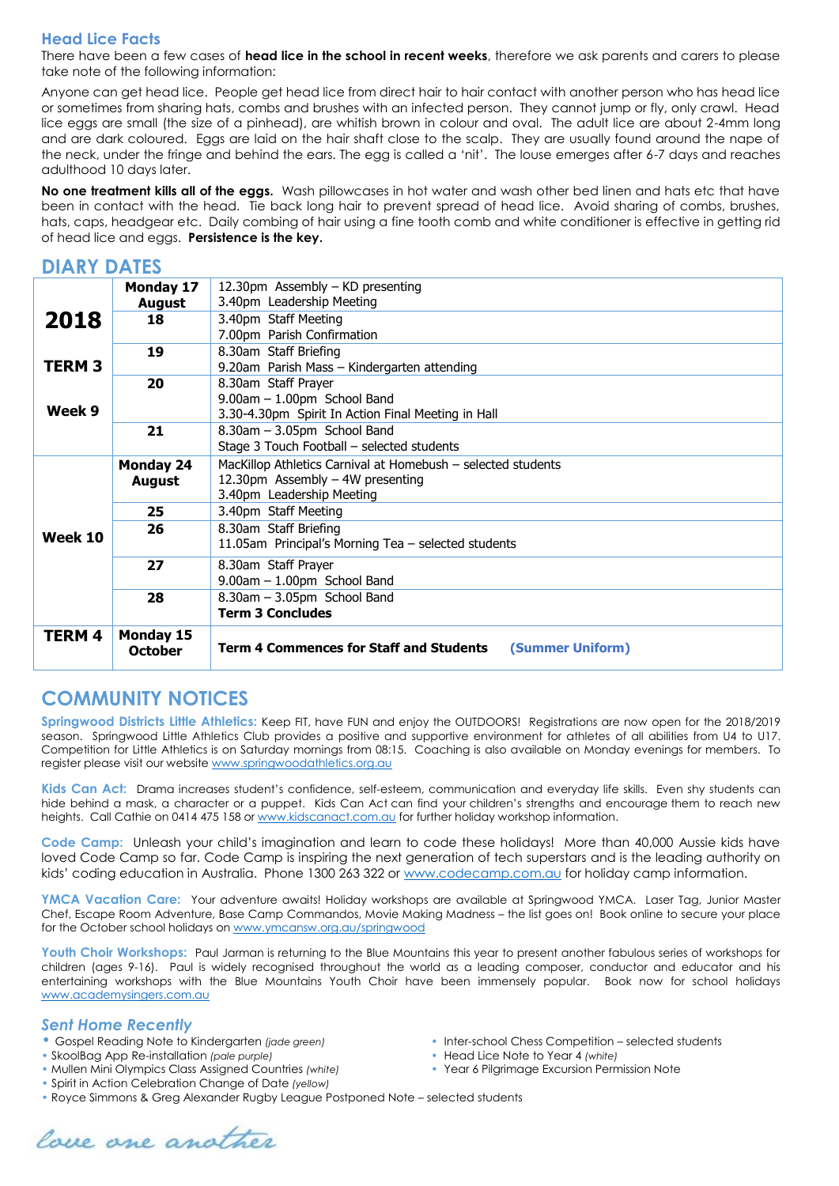## Head Lice Facts

There have been a few cases of **head lice in the school in recent weeks**, therefore we ask parents and carers to please take note of the following information:

Anyone can get head lice. People get head lice from direct hair to hair contact with another person who has head lice or sometimes from sharing hats, combs and brushes with an infected person. They cannot jump or fly, only crawl. Head lice eggs are small (the size of a pinhead), are whitish brown in colour and oval. The adult lice are about 2-4mm long and are dark coloured. Eggs are laid on the hair shaft close to the scalp. They are usually found around the nape of the neck, under the fringe and behind the ears. The egg is called a 'nit'. The louse emerges after 6-7 days and reaches adulthood 10 days later.

**No one treatment kills all of the eggs.** Wash pillowcases in hot water and wash other bed linen and hats etc that have been in contact with the head. Tie back long hair to prevent spread of head lice. Avoid sharing of combs, brushes, hats, caps, headgear etc. Daily combing of hair using a fine tooth comb and white conditioner is effective in getting rid of head lice and eggs. **Persistence is the key.**

## DIARY DATES

| | | |
|---|---|---|
| **2018 TERM 3 Week 9** | **Monday 17 August** | 12.30pm Assembly – KD presenting<br>3.40pm Leadership Meeting |
| | **18** | 3.40pm Staff Meeting<br>7.00pm Parish Confirmation |
| | **19** | 8.30am Staff Briefing<br>9.20am Parish Mass – Kindergarten attending |
| | **20** | 8.30am Staff Prayer<br>9.00am – 1.00pm School Band<br>3.30-4.30pm Spirit In Action Final Meeting in Hall |
| | **21** | 8.30am – 3.05pm School Band<br>Stage 3 Touch Football – selected students |
| **Week 10** | **Monday 24 August** | MacKillop Athletics Carnival at Homebush – selected students<br>12.30pm Assembly – 4W presenting<br>3.40pm Leadership Meeting |
| | **25** | 3.40pm Staff Meeting |
| | **26** | 8.30am Staff Briefing<br>11.05am Principal's Morning Tea – selected students |
| | **27** | 8.30am Staff Prayer<br>9.00am – 1.00pm School Band |
| | **28** | 8.30am – 3.05pm School Band<br>**Term 3 Concludes** |
| **TERM 4** | **Monday 15 October** | **Term 4 Commences for Staff and Students** **(Summer Uniform)** |

## COMMUNITY NOTICES

**Springwood Districts Little Athletics:** Keep FIT, have FUN and enjoy the OUTDOORS! Registrations are now open for the 2018/2019 season. Springwood Little Athletics Club provides a positive and supportive environment for athletes of all abilities from U4 to U17. Competition for Little Athletics is on Saturday mornings from 08:15. Coaching is also available on Monday evenings for members. To register please visit our website www.springwoodathletics.org.au

**Kids Can Act:** Drama increases student's confidence, self-esteem, communication and everyday life skills. Even shy students can hide behind a mask, a character or a puppet. Kids Can Act can find your children's strengths and encourage them to reach new heights. Call Cathie on 0414 475 158 or www.kidscanact.com.au for further holiday workshop information.

**Code Camp:** Unleash your child's imagination and learn to code these holidays! More than 40,000 Aussie kids have loved Code Camp so far. Code Camp is inspiring the next generation of tech superstars and is the leading authority on kids' coding education in Australia. Phone 1300 263 322 or www.codecamp.com.au for holiday camp information.

**YMCA Vacation Care:** Your adventure awaits! Holiday workshops are available at Springwood YMCA. Laser Tag, Junior Master Chef, Escape Room Adventure, Base Camp Commandos, Movie Making Madness – the list goes on! Book online to secure your place for the October school holidays on www.ymcansw.org.au/springwood

**Youth Choir Workshops:** Paul Jarman is returning to the Blue Mountains this year to present another fabulous series of workshops for children (ages 9-16). Paul is widely recognised throughout the world as a leading composer, conductor and educator and his entertaining workshops with the Blue Mountains Youth Choir have been immensely popular. Book now for school holidays www.academysingers.com.au

### *Sent Home Recently*

- Gospel Reading Note to Kindergarten *(jade green)*
- SkoolBag App Re-installation *(pale purple)*
- Mullen Mini Olympics Class Assigned Countries *(white)*
- Spirit in Action Celebration Change of Date *(yellow)*
- Royce Simmons & Greg Alexander Rugby League Postponed Note – selected students
- Inter-school Chess Competition – selected students
- Head Lice Note to Year 4 *(white)*
- Year 6 Pilgrimage Excursion Permission Note

*love one another*